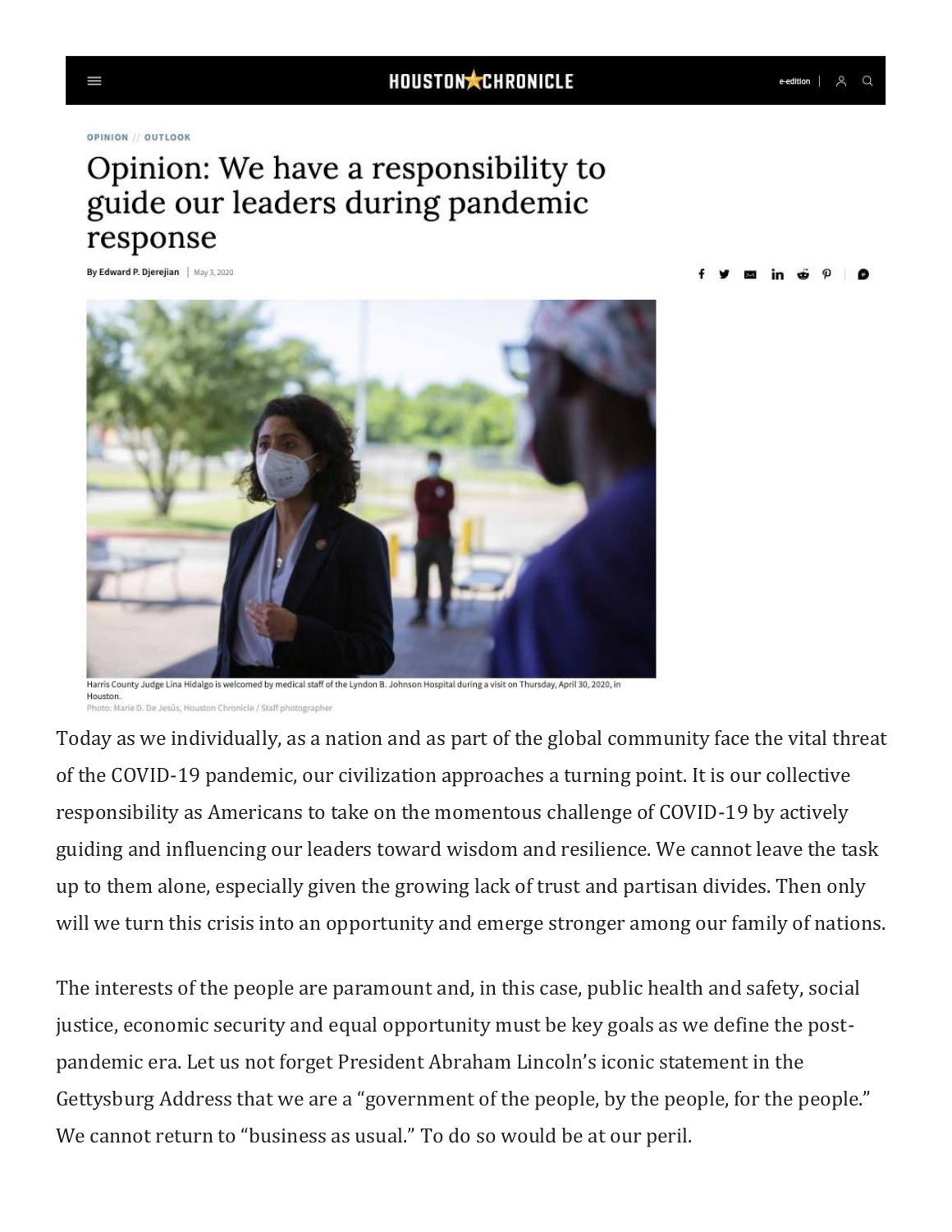OPINION // OUTLOOK

# Opinion: We have a responsibility to guide our leaders during pandemic response

By Edward P. Djerejian | May 3, 2020

Harris County Judge Lina Hidalgo is welcomed by medical staff of the Lyndon B. Johnson Hospital during a visit on Thursday, April 30, 2020, in Houston.
Photo: Marie D. De Jesús, Houston Chronicle / Staff photographer

Today as we individually, as a nation and as part of the global community face the vital threat of the COVID-19 pandemic, our civilization approaches a turning point. It is our collective responsibility as Americans to take on the momentous challenge of COVID-19 by actively guiding and influencing our leaders toward wisdom and resilience. We cannot leave the task up to them alone, especially given the growing lack of trust and partisan divides. Then only will we turn this crisis into an opportunity and emerge stronger among our family of nations.

The interests of the people are paramount and, in this case, public health and safety, social justice, economic security and equal opportunity must be key goals as we define the post-pandemic era. Let us not forget President Abraham Lincoln's iconic statement in the Gettysburg Address that we are a "government of the people, by the people, for the people." We cannot return to "business as usual." To do so would be at our peril.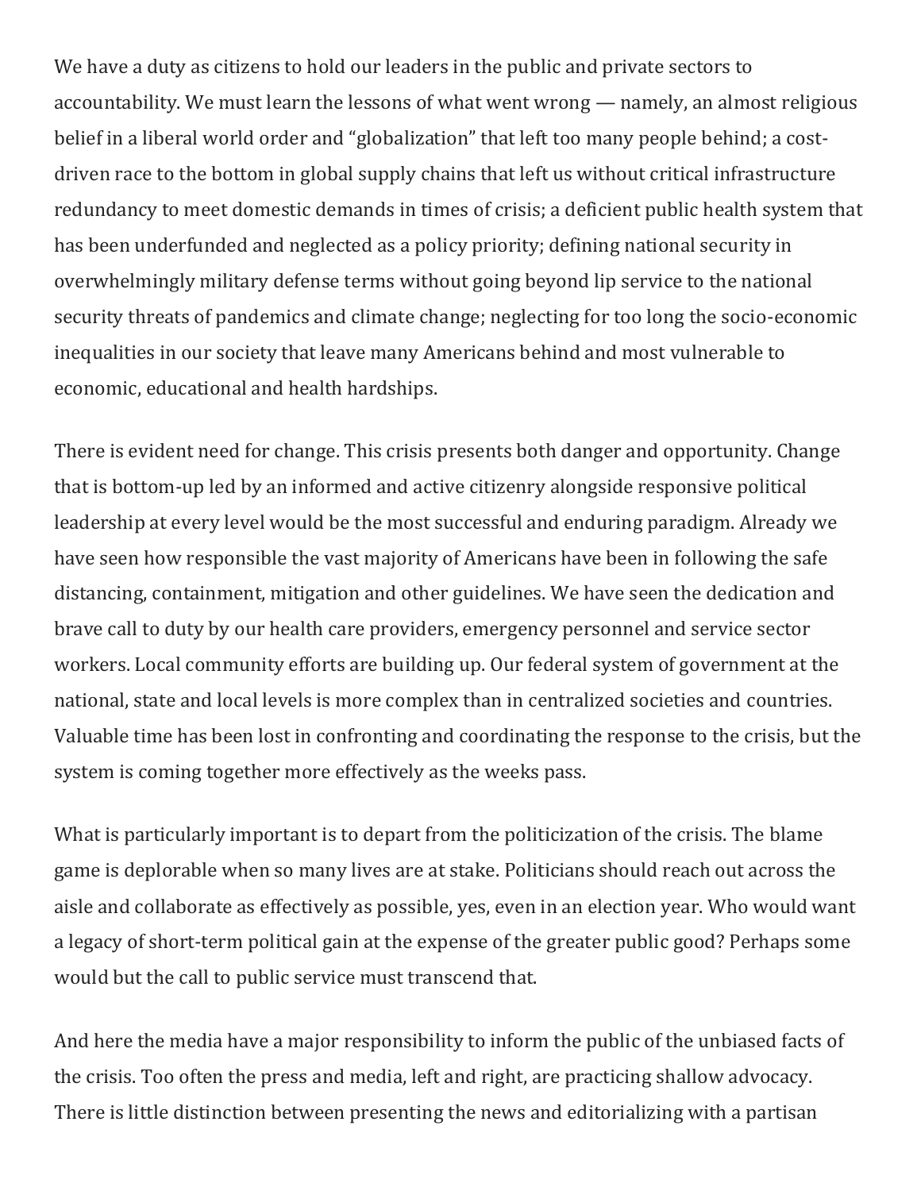We have a duty as citizens to hold our leaders in the public and private sectors to accountability. We must learn the lessons of what went wrong — namely, an almost religious belief in a liberal world order and "globalization" that left too many people behind; a cost-driven race to the bottom in global supply chains that left us without critical infrastructure redundancy to meet domestic demands in times of crisis; a deficient public health system that has been underfunded and neglected as a policy priority; defining national security in overwhelmingly military defense terms without going beyond lip service to the national security threats of pandemics and climate change; neglecting for too long the socio-economic inequalities in our society that leave many Americans behind and most vulnerable to economic, educational and health hardships.

There is evident need for change. This crisis presents both danger and opportunity. Change that is bottom-up led by an informed and active citizenry alongside responsive political leadership at every level would be the most successful and enduring paradigm. Already we have seen how responsible the vast majority of Americans have been in following the safe distancing, containment, mitigation and other guidelines. We have seen the dedication and brave call to duty by our health care providers, emergency personnel and service sector workers. Local community efforts are building up. Our federal system of government at the national, state and local levels is more complex than in centralized societies and countries. Valuable time has been lost in confronting and coordinating the response to the crisis, but the system is coming together more effectively as the weeks pass.

What is particularly important is to depart from the politicization of the crisis. The blame game is deplorable when so many lives are at stake. Politicians should reach out across the aisle and collaborate as effectively as possible, yes, even in an election year. Who would want a legacy of short-term political gain at the expense of the greater public good? Perhaps some would but the call to public service must transcend that.

And here the media have a major responsibility to inform the public of the unbiased facts of the crisis. Too often the press and media, left and right, are practicing shallow advocacy. There is little distinction between presenting the news and editorializing with a partisan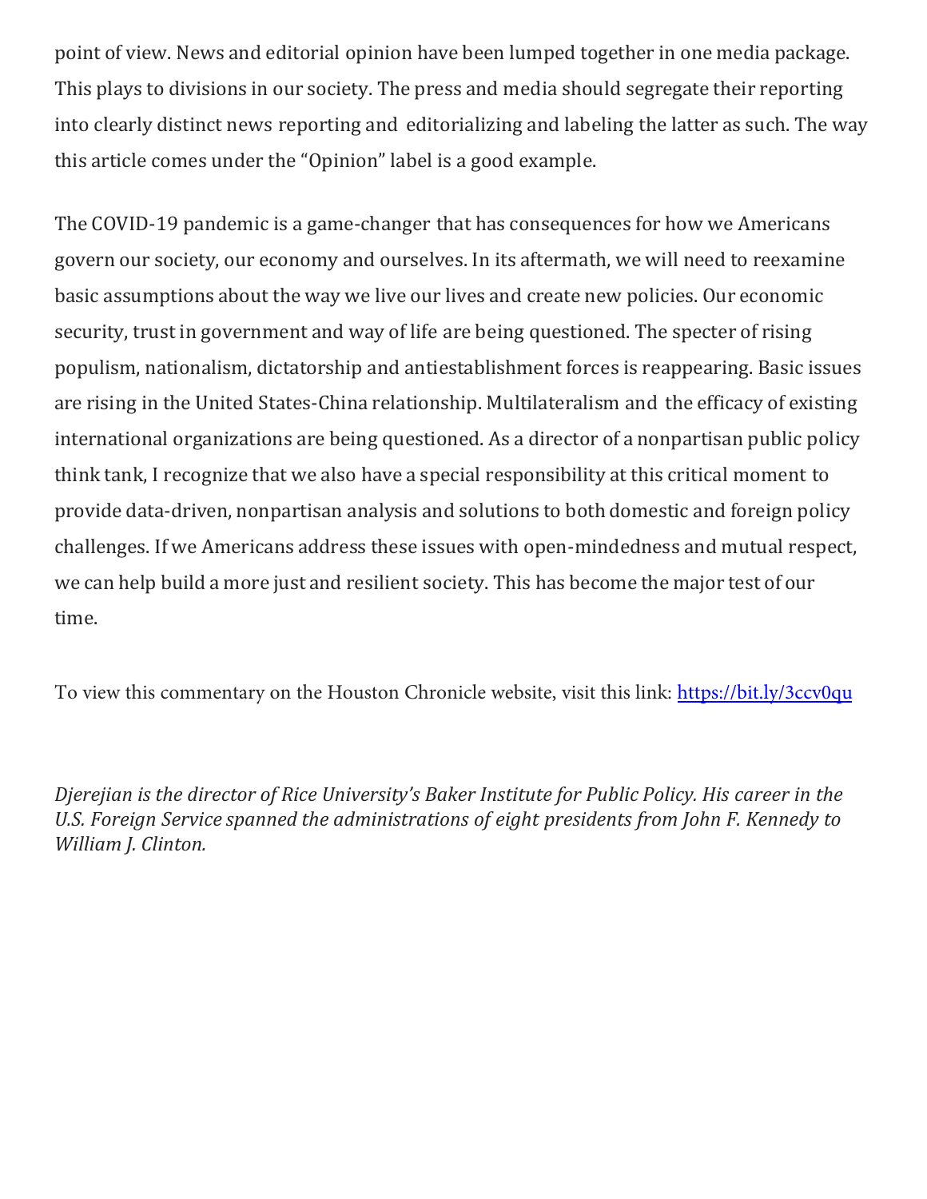point of view. News and editorial opinion have been lumped together in one media package. This plays to divisions in our society. The press and media should segregate their reporting into clearly distinct news reporting and editorializing and labeling the latter as such. The way this article comes under the "Opinion" label is a good example.

The COVID-19 pandemic is a game-changer that has consequences for how we Americans govern our society, our economy and ourselves. In its aftermath, we will need to reexamine basic assumptions about the way we live our lives and create new policies. Our economic security, trust in government and way of life are being questioned. The specter of rising populism, nationalism, dictatorship and antiestablishment forces is reappearing. Basic issues are rising in the United States-China relationship. Multilateralism and the efficacy of existing international organizations are being questioned. As a director of a nonpartisan public policy think tank, I recognize that we also have a special responsibility at this critical moment to provide data-driven, nonpartisan analysis and solutions to both domestic and foreign policy challenges. If we Americans address these issues with open-mindedness and mutual respect, we can help build a more just and resilient society. This has become the major test of our time.

To view this commentary on the Houston Chronicle website, visit this link: [https://bit.ly/3ccv0qu](https://bit.ly/3ccv0qu)

*Djerejian is the director of Rice University's Baker Institute for Public Policy. His career in the U.S. Foreign Service spanned the administrations of eight presidents from John F. Kennedy to William J. Clinton.*